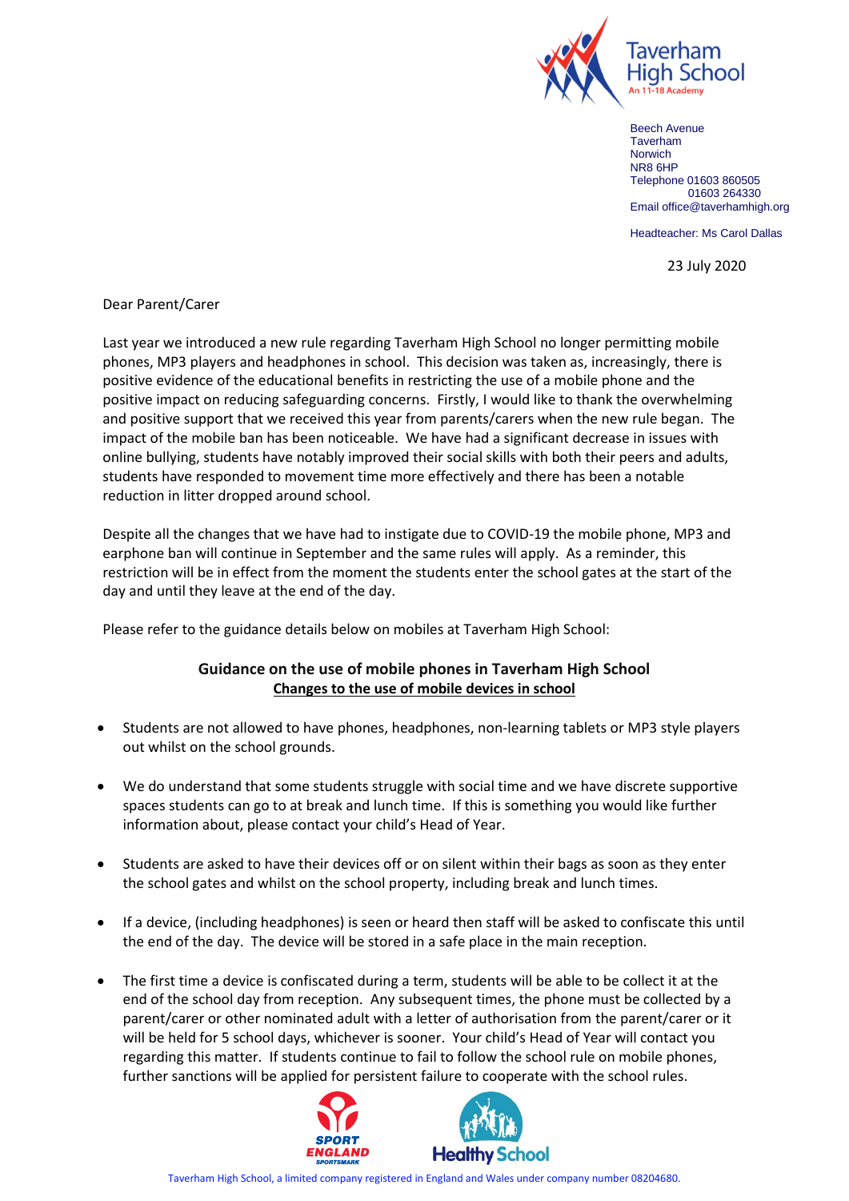Taverham High School
An 11-18 Academy

Beech Avenue
Taverham
Norwich
NR8 6HP
Telephone 01603 860505
01603 264330
Email office@taverhamhigh.org

Headteacher: Ms Carol Dallas

23 July 2020

Dear Parent/Carer

Last year we introduced a new rule regarding Taverham High School no longer permitting mobile phones, MP3 players and headphones in school. This decision was taken as, increasingly, there is positive evidence of the educational benefits in restricting the use of a mobile phone and the positive impact on reducing safeguarding concerns. Firstly, I would like to thank the overwhelming and positive support that we received this year from parents/carers when the new rule began. The impact of the mobile ban has been noticeable. We have had a significant decrease in issues with online bullying, students have notably improved their social skills with both their peers and adults, students have responded to movement time more effectively and there has been a notable reduction in litter dropped around school.

Despite all the changes that we have had to instigate due to COVID-19 the mobile phone, MP3 and earphone ban will continue in September and the same rules will apply. As a reminder, this restriction will be in effect from the moment the students enter the school gates at the start of the day and until they leave at the end of the day.

Please refer to the guidance details below on mobiles at Taverham High School:

## Guidance on the use of mobile phones in Taverham High School

**Changes to the use of mobile devices in school**

- Students are not allowed to have phones, headphones, non-learning tablets or MP3 style players out whilst on the school grounds.
- We do understand that some students struggle with social time and we have discrete supportive spaces students can go to at break and lunch time. If this is something you would like further information about, please contact your child's Head of Year.
- Students are asked to have their devices off or on silent within their bags as soon as they enter the school gates and whilst on the school property, including break and lunch times.
- If a device, (including headphones) is seen or heard then staff will be asked to confiscate this until the end of the day. The device will be stored in a safe place in the main reception.
- The first time a device is confiscated during a term, students will be able to be collect it at the end of the school day from reception. Any subsequent times, the phone must be collected by a parent/carer or other nominated adult with a letter of authorisation from the parent/carer or it will be held for 5 school days, whichever is sooner. Your child's Head of Year will contact you regarding this matter. If students continue to fail to follow the school rule on mobile phones, further sanctions will be applied for persistent failure to cooperate with the school rules.

Taverham High School, a limited company registered in England and Wales under company number 08204680.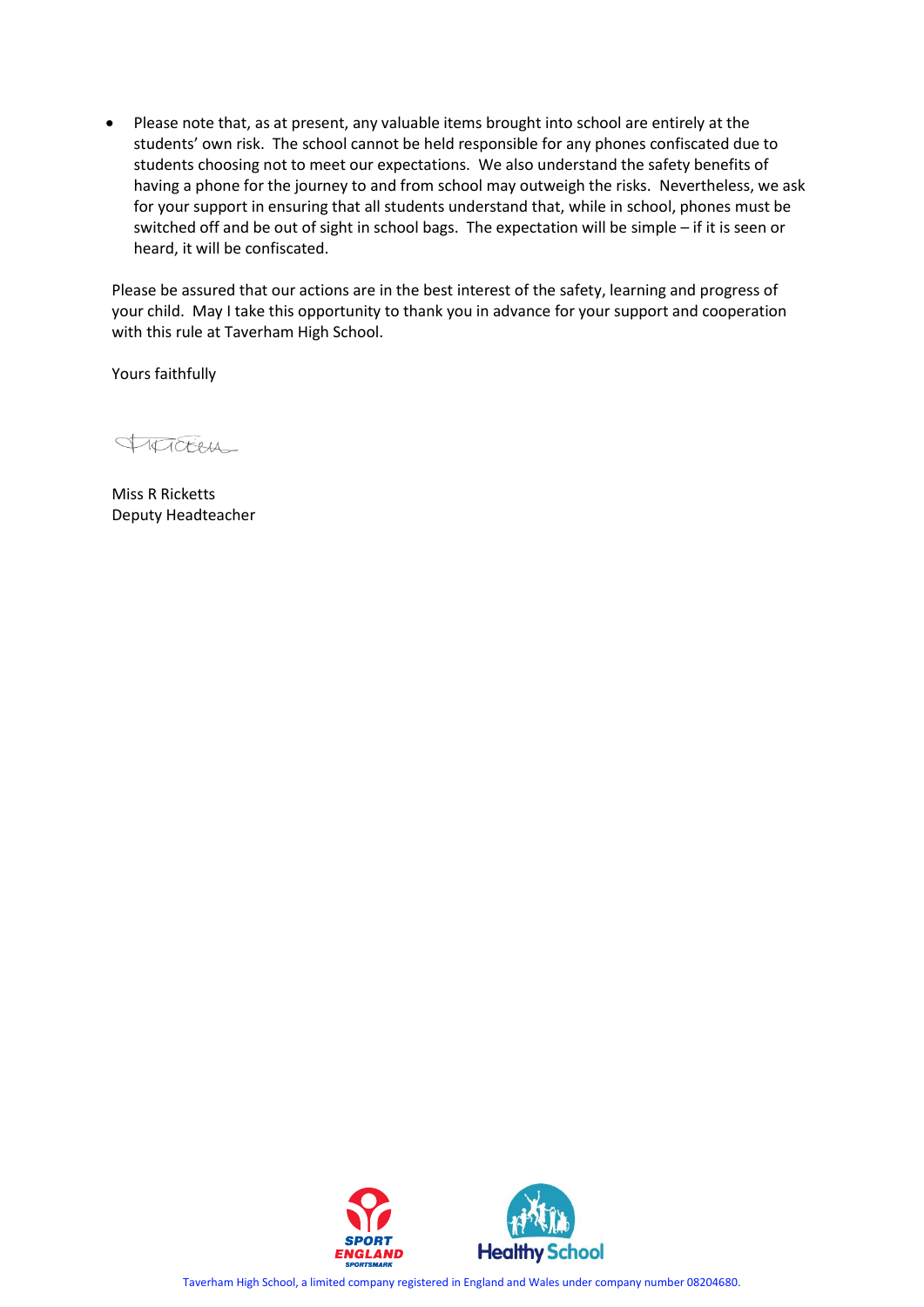- Please note that, as at present, any valuable items brought into school are entirely at the students' own risk. The school cannot be held responsible for any phones confiscated due to students choosing not to meet our expectations. We also understand the safety benefits of having a phone for the journey to and from school may outweigh the risks. Nevertheless, we ask for your support in ensuring that all students understand that, while in school, phones must be switched off and be out of sight in school bags. The expectation will be simple – if it is seen or heard, it will be confiscated.

Please be assured that our actions are in the best interest of the safety, learning and progress of your child. May I take this opportunity to thank you in advance for your support and cooperation with this rule at Taverham High School.

Yours faithfully

Miss R Ricketts
Deputy Headteacher

Taverham High School, a limited company registered in England and Wales under company number 08204680.